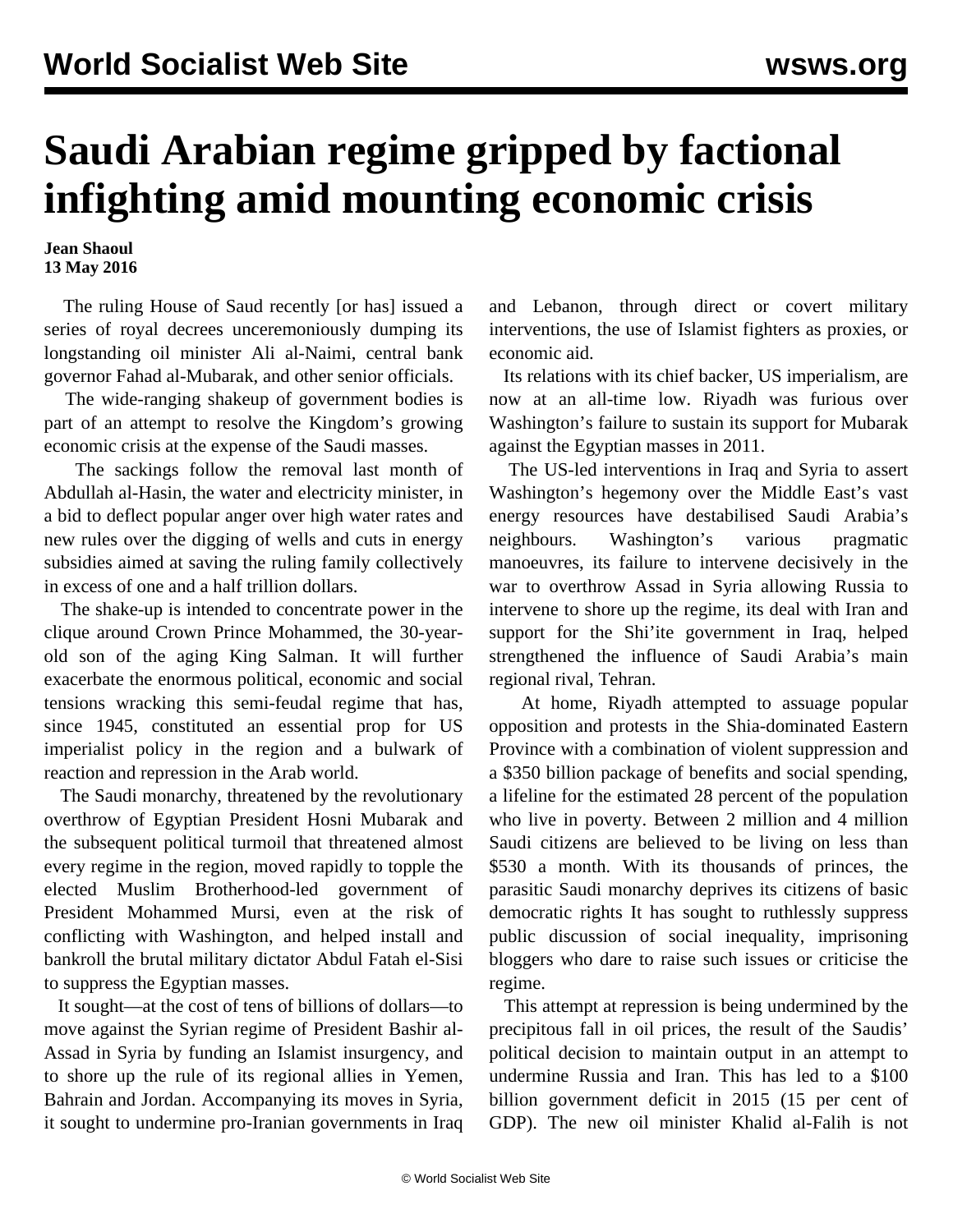# Saudi Arabian regime gripped by factional infighting amid mounting economic crisis

**Jean Shaoul**
**13 May 2016**

The ruling House of Saud recently [or has] issued a series of royal decrees unceremoniously dumping its longstanding oil minister Ali al-Naimi, central bank governor Fahad al-Mubarak, and other senior officials.

The wide-ranging shakeup of government bodies is part of an attempt to resolve the Kingdom's growing economic crisis at the expense of the Saudi masses.

The sackings follow the removal last month of Abdullah al-Hasin, the water and electricity minister, in a bid to deflect popular anger over high water rates and new rules over the digging of wells and cuts in energy subsidies aimed at saving the ruling family collectively in excess of one and a half trillion dollars.

The shake-up is intended to concentrate power in the clique around Crown Prince Mohammed, the 30-year-old son of the aging King Salman. It will further exacerbate the enormous political, economic and social tensions wracking this semi-feudal regime that has, since 1945, constituted an essential prop for US imperialist policy in the region and a bulwark of reaction and repression in the Arab world.

The Saudi monarchy, threatened by the revolutionary overthrow of Egyptian President Hosni Mubarak and the subsequent political turmoil that threatened almost every regime in the region, moved rapidly to topple the elected Muslim Brotherhood-led government of President Mohammed Mursi, even at the risk of conflicting with Washington, and helped install and bankroll the brutal military dictator Abdul Fatah el-Sisi to suppress the Egyptian masses.

It sought—at the cost of tens of billions of dollars—to move against the Syrian regime of President Bashir al-Assad in Syria by funding an Islamist insurgency, and to shore up the rule of its regional allies in Yemen, Bahrain and Jordan. Accompanying its moves in Syria, it sought to undermine pro-Iranian governments in Iraq and Lebanon, through direct or covert military interventions, the use of Islamist fighters as proxies, or economic aid.

Its relations with its chief backer, US imperialism, are now at an all-time low. Riyadh was furious over Washington's failure to sustain its support for Mubarak against the Egyptian masses in 2011.

The US-led interventions in Iraq and Syria to assert Washington's hegemony over the Middle East's vast energy resources have destabilised Saudi Arabia's neighbours. Washington's various pragmatic manoeuvres, its failure to intervene decisively in the war to overthrow Assad in Syria allowing Russia to intervene to shore up the regime, its deal with Iran and support for the Shi'ite government in Iraq, helped strengthened the influence of Saudi Arabia's main regional rival, Tehran.

At home, Riyadh attempted to assuage popular opposition and protests in the Shia-dominated Eastern Province with a combination of violent suppression and a $350 billion package of benefits and social spending, a lifeline for the estimated 28 percent of the population who live in poverty. Between 2 million and 4 million Saudi citizens are believed to be living on less than $530 a month. With its thousands of princes, the parasitic Saudi monarchy deprives its citizens of basic democratic rights It has sought to ruthlessly suppress public discussion of social inequality, imprisoning bloggers who dare to raise such issues or criticise the regime.

This attempt at repression is being undermined by the precipitous fall in oil prices, the result of the Saudis' political decision to maintain output in an attempt to undermine Russia and Iran. This has led to a $100 billion government deficit in 2015 (15 per cent of GDP). The new oil minister Khalid al-Falih is not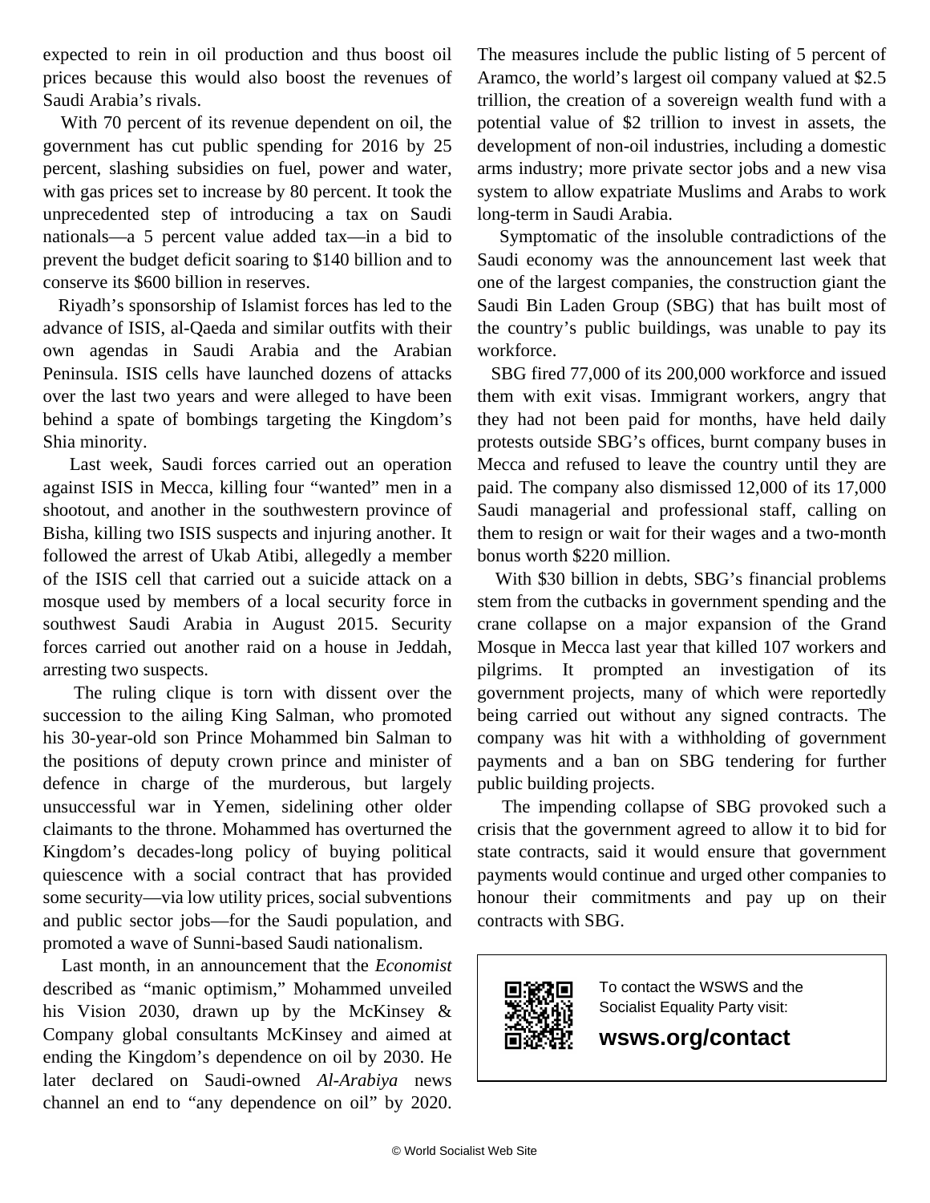expected to rein in oil production and thus boost oil prices because this would also boost the revenues of Saudi Arabia's rivals.

With 70 percent of its revenue dependent on oil, the government has cut public spending for 2016 by 25 percent, slashing subsidies on fuel, power and water, with gas prices set to increase by 80 percent. It took the unprecedented step of introducing a tax on Saudi nationals—a 5 percent value added tax—in a bid to prevent the budget deficit soaring to $140 billion and to conserve its $600 billion in reserves.

Riyadh's sponsorship of Islamist forces has led to the advance of ISIS, al-Qaeda and similar outfits with their own agendas in Saudi Arabia and the Arabian Peninsula. ISIS cells have launched dozens of attacks over the last two years and were alleged to have been behind a spate of bombings targeting the Kingdom's Shia minority.

Last week, Saudi forces carried out an operation against ISIS in Mecca, killing four "wanted" men in a shootout, and another in the southwestern province of Bisha, killing two ISIS suspects and injuring another. It followed the arrest of Ukab Atibi, allegedly a member of the ISIS cell that carried out a suicide attack on a mosque used by members of a local security force in southwest Saudi Arabia in August 2015. Security forces carried out another raid on a house in Jeddah, arresting two suspects.

The ruling clique is torn with dissent over the succession to the ailing King Salman, who promoted his 30-year-old son Prince Mohammed bin Salman to the positions of deputy crown prince and minister of defence in charge of the murderous, but largely unsuccessful war in Yemen, sidelining other older claimants to the throne. Mohammed has overturned the Kingdom's decades-long policy of buying political quiescence with a social contract that has provided some security—via low utility prices, social subventions and public sector jobs—for the Saudi population, and promoted a wave of Sunni-based Saudi nationalism.

Last month, in an announcement that the *Economist* described as "manic optimism," Mohammed unveiled his Vision 2030, drawn up by the McKinsey & Company global consultants McKinsey and aimed at ending the Kingdom's dependence on oil by 2030. He later declared on Saudi-owned *Al-Arabiya* news channel an end to "any dependence on oil" by 2020. The measures include the public listing of 5 percent of Aramco, the world's largest oil company valued at $2.5 trillion, the creation of a sovereign wealth fund with a potential value of $2 trillion to invest in assets, the development of non-oil industries, including a domestic arms industry; more private sector jobs and a new visa system to allow expatriate Muslims and Arabs to work long-term in Saudi Arabia.

Symptomatic of the insoluble contradictions of the Saudi economy was the announcement last week that one of the largest companies, the construction giant the Saudi Bin Laden Group (SBG) that has built most of the country's public buildings, was unable to pay its workforce.

SBG fired 77,000 of its 200,000 workforce and issued them with exit visas. Immigrant workers, angry that they had not been paid for months, have held daily protests outside SBG's offices, burnt company buses in Mecca and refused to leave the country until they are paid. The company also dismissed 12,000 of its 17,000 Saudi managerial and professional staff, calling on them to resign or wait for their wages and a two-month bonus worth $220 million.

With $30 billion in debts, SBG's financial problems stem from the cutbacks in government spending and the crane collapse on a major expansion of the Grand Mosque in Mecca last year that killed 107 workers and pilgrims. It prompted an investigation of its government projects, many of which were reportedly being carried out without any signed contracts. The company was hit with a withholding of government payments and a ban on SBG tendering for further public building projects.

The impending collapse of SBG provoked such a crisis that the government agreed to allow it to bid for state contracts, said it would ensure that government payments would continue and urged other companies to honour their commitments and pay up on their contracts with SBG.

To contact the WSWS and the Socialist Equality Party visit:

**wsws.org/contact**